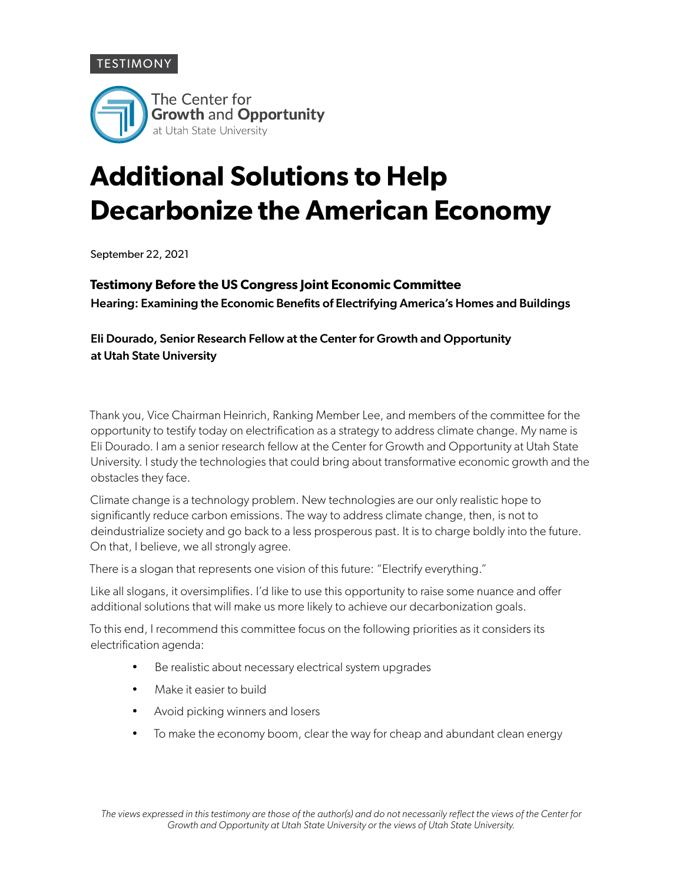TESTIMONY

The Center for **Growth** and **Opportunity** at Utah State University

# Additional Solutions to Help Decarbonize the American Economy

September 22, 2021

**Testimony Before the US Congress Joint Economic Committee**

Hearing: Examining the Economic Benefits of Electrifying America's Homes and Buildings

Eli Dourado, Senior Research Fellow at the Center for Growth and Opportunity at Utah State University

Thank you, Vice Chairman Heinrich, Ranking Member Lee, and members of the committee for the opportunity to testify today on electrification as a strategy to address climate change. My name is Eli Dourado. I am a senior research fellow at the Center for Growth and Opportunity at Utah State University. I study the technologies that could bring about transformative economic growth and the obstacles they face.

Climate change is a technology problem. New technologies are our only realistic hope to significantly reduce carbon emissions. The way to address climate change, then, is not to deindustrialize society and go back to a less prosperous past. It is to charge boldly into the future. On that, I believe, we all strongly agree.

There is a slogan that represents one vision of this future: "Electrify everything."

Like all slogans, it oversimplifies. I'd like to use this opportunity to raise some nuance and offer additional solutions that will make us more likely to achieve our decarbonization goals.

To this end, I recommend this committee focus on the following priorities as it considers its electrification agenda:

- Be realistic about necessary electrical system upgrades
- Make it easier to build
- Avoid picking winners and losers
- To make the economy boom, clear the way for cheap and abundant clean energy

*The views expressed in this testimony are those of the author(s) and do not necessarily reflect the views of the Center for Growth and Opportunity at Utah State University or the views of Utah State University.*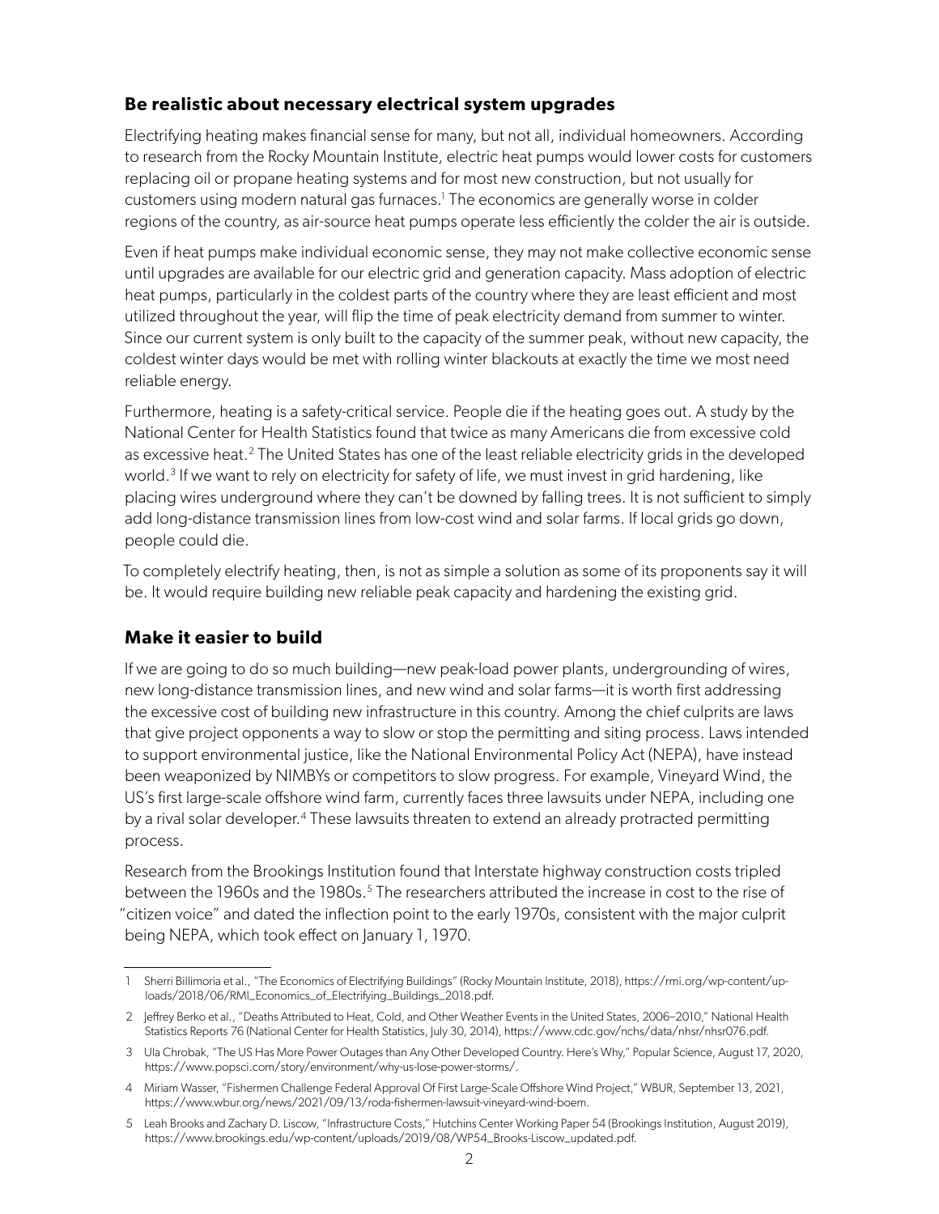## Be realistic about necessary electrical system upgrades

Electrifying heating makes financial sense for many, but not all, individual homeowners. According to research from the Rocky Mountain Institute, electric heat pumps would lower costs for customers replacing oil or propane heating systems and for most new construction, but not usually for customers using modern natural gas furnaces.[1] The economics are generally worse in colder regions of the country, as air-source heat pumps operate less efficiently the colder the air is outside.

Even if heat pumps make individual economic sense, they may not make collective economic sense until upgrades are available for our electric grid and generation capacity. Mass adoption of electric heat pumps, particularly in the coldest parts of the country where they are least efficient and most utilized throughout the year, will flip the time of peak electricity demand from summer to winter. Since our current system is only built to the capacity of the summer peak, without new capacity, the coldest winter days would be met with rolling winter blackouts at exactly the time we most need reliable energy.

Furthermore, heating is a safety-critical service. People die if the heating goes out. A study by the National Center for Health Statistics found that twice as many Americans die from excessive cold as excessive heat.[2] The United States has one of the least reliable electricity grids in the developed world.[3] If we want to rely on electricity for safety of life, we must invest in grid hardening, like placing wires underground where they can't be downed by falling trees. It is not sufficient to simply add long-distance transmission lines from low-cost wind and solar farms. If local grids go down, people could die.

To completely electrify heating, then, is not as simple a solution as some of its proponents say it will be. It would require building new reliable peak capacity and hardening the existing grid.

## Make it easier to build

If we are going to do so much building—new peak-load power plants, undergrounding of wires, new long-distance transmission lines, and new wind and solar farms—it is worth first addressing the excessive cost of building new infrastructure in this country. Among the chief culprits are laws that give project opponents a way to slow or stop the permitting and siting process. Laws intended to support environmental justice, like the National Environmental Policy Act (NEPA), have instead been weaponized by NIMBYs or competitors to slow progress. For example, Vineyard Wind, the US's first large-scale offshore wind farm, currently faces three lawsuits under NEPA, including one by a rival solar developer.[4] These lawsuits threaten to extend an already protracted permitting process.

Research from the Brookings Institution found that Interstate highway construction costs tripled between the 1960s and the 1980s.[5] The researchers attributed the increase in cost to the rise of "citizen voice" and dated the inflection point to the early 1970s, consistent with the major culprit being NEPA, which took effect on January 1, 1970.

---

1 Sherri Billimoria et al., "The Economics of Electrifying Buildings" (Rocky Mountain Institute, 2018), https://rmi.org/wp-content/uploads/2018/06/RMI_Economics_of_Electrifying_Buildings_2018.pdf.

2 Jeffrey Berko et al., "Deaths Attributed to Heat, Cold, and Other Weather Events in the United States, 2006–2010," National Health Statistics Reports 76 (National Center for Health Statistics, July 30, 2014), https://www.cdc.gov/nchs/data/nhsr/nhsr076.pdf.

3 Ula Chrobak, "The US Has More Power Outages than Any Other Developed Country. Here's Why," Popular Science, August 17, 2020, https://www.popsci.com/story/environment/why-us-lose-power-storms/.

4 Miriam Wasser, "Fishermen Challenge Federal Approval Of First Large-Scale Offshore Wind Project," WBUR, September 13, 2021, https://www.wbur.org/news/2021/09/13/roda-fishermen-lawsuit-vineyard-wind-boem.

5 Leah Brooks and Zachary D. Liscow, "Infrastructure Costs," Hutchins Center Working Paper 54 (Brookings Institution, August 2019), https://www.brookings.edu/wp-content/uploads/2019/08/WP54_Brooks-Liscow_updated.pdf.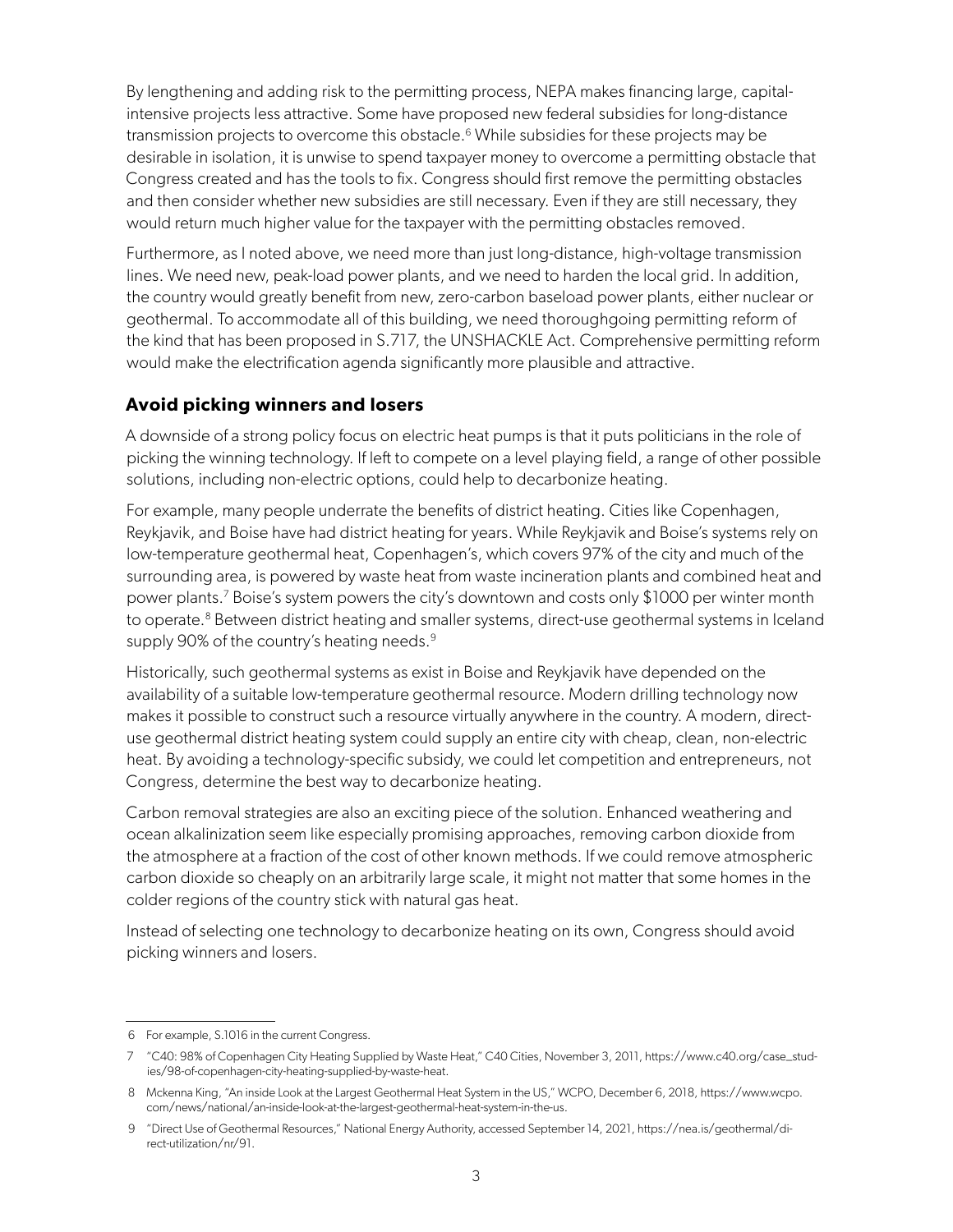By lengthening and adding risk to the permitting process, NEPA makes financing large, capital-intensive projects less attractive. Some have proposed new federal subsidies for long-distance transmission projects to overcome this obstacle.[6] While subsidies for these projects may be desirable in isolation, it is unwise to spend taxpayer money to overcome a permitting obstacle that Congress created and has the tools to fix. Congress should first remove the permitting obstacles and then consider whether new subsidies are still necessary. Even if they are still necessary, they would return much higher value for the taxpayer with the permitting obstacles removed.

Furthermore, as I noted above, we need more than just long-distance, high-voltage transmission lines. We need new, peak-load power plants, and we need to harden the local grid. In addition, the country would greatly benefit from new, zero-carbon baseload power plants, either nuclear or geothermal. To accommodate all of this building, we need thoroughgoing permitting reform of the kind that has been proposed in S.717, the UNSHACKLE Act. Comprehensive permitting reform would make the electrification agenda significantly more plausible and attractive.

## Avoid picking winners and losers

A downside of a strong policy focus on electric heat pumps is that it puts politicians in the role of picking the winning technology. If left to compete on a level playing field, a range of other possible solutions, including non-electric options, could help to decarbonize heating.

For example, many people underrate the benefits of district heating. Cities like Copenhagen, Reykjavik, and Boise have had district heating for years. While Reykjavik and Boise's systems rely on low-temperature geothermal heat, Copenhagen's, which covers 97% of the city and much of the surrounding area, is powered by waste heat from waste incineration plants and combined heat and power plants.[7] Boise's system powers the city's downtown and costs only $1000 per winter month to operate.[8] Between district heating and smaller systems, direct-use geothermal systems in Iceland supply 90% of the country's heating needs.[9]

Historically, such geothermal systems as exist in Boise and Reykjavik have depended on the availability of a suitable low-temperature geothermal resource. Modern drilling technology now makes it possible to construct such a resource virtually anywhere in the country. A modern, direct-use geothermal district heating system could supply an entire city with cheap, clean, non-electric heat. By avoiding a technology-specific subsidy, we could let competition and entrepreneurs, not Congress, determine the best way to decarbonize heating.

Carbon removal strategies are also an exciting piece of the solution. Enhanced weathering and ocean alkalinization seem like especially promising approaches, removing carbon dioxide from the atmosphere at a fraction of the cost of other known methods. If we could remove atmospheric carbon dioxide so cheaply on an arbitrarily large scale, it might not matter that some homes in the colder regions of the country stick with natural gas heat.

Instead of selecting one technology to decarbonize heating on its own, Congress should avoid picking winners and losers.

---

6 For example, S.1016 in the current Congress.

7 "C40: 98% of Copenhagen City Heating Supplied by Waste Heat," C40 Cities, November 3, 2011, https://www.c40.org/case_studies/98-of-copenhagen-city-heating-supplied-by-waste-heat.

8 Mckenna King, "An inside Look at the Largest Geothermal Heat System in the US," WCPO, December 6, 2018, https://www.wcpo.com/news/national/an-inside-look-at-the-largest-geothermal-heat-system-in-the-us.

9 "Direct Use of Geothermal Resources," National Energy Authority, accessed September 14, 2021, https://nea.is/geothermal/direct-utilization/nr/91.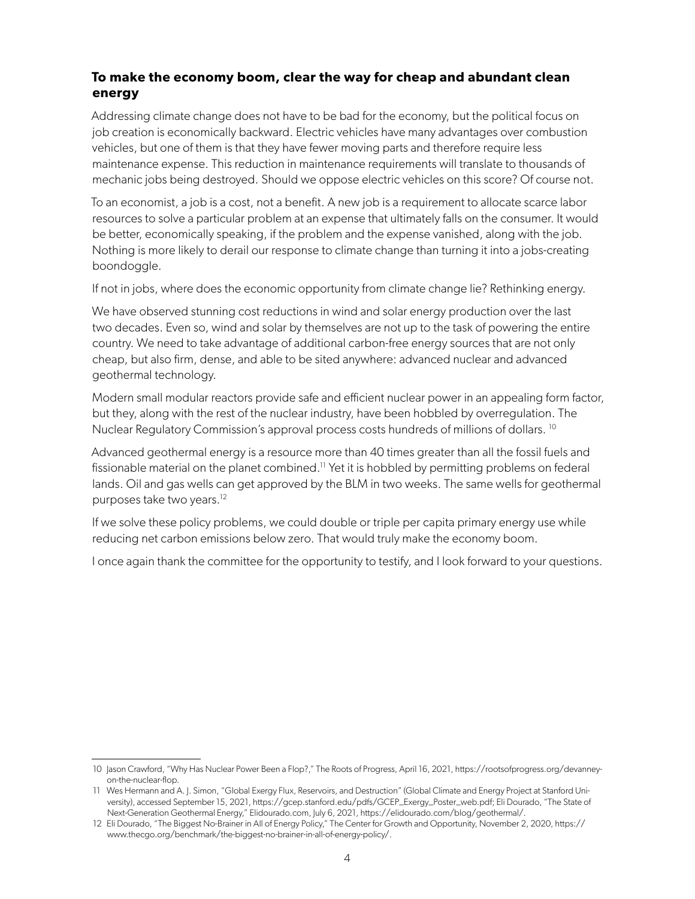### To make the economy boom, clear the way for cheap and abundant clean energy

Addressing climate change does not have to be bad for the economy, but the political focus on job creation is economically backward. Electric vehicles have many advantages over combustion vehicles, but one of them is that they have fewer moving parts and therefore require less maintenance expense. This reduction in maintenance requirements will translate to thousands of mechanic jobs being destroyed. Should we oppose electric vehicles on this score? Of course not.

To an economist, a job is a cost, not a benefit. A new job is a requirement to allocate scarce labor resources to solve a particular problem at an expense that ultimately falls on the consumer. It would be better, economically speaking, if the problem and the expense vanished, along with the job. Nothing is more likely to derail our response to climate change than turning it into a jobs-creating boondoggle.

If not in jobs, where does the economic opportunity from climate change lie? Rethinking energy.

We have observed stunning cost reductions in wind and solar energy production over the last two decades. Even so, wind and solar by themselves are not up to the task of powering the entire country. We need to take advantage of additional carbon-free energy sources that are not only cheap, but also firm, dense, and able to be sited anywhere: advanced nuclear and advanced geothermal technology.

Modern small modular reactors provide safe and efficient nuclear power in an appealing form factor, but they, along with the rest of the nuclear industry, have been hobbled by overregulation. The Nuclear Regulatory Commission's approval process costs hundreds of millions of dollars. [10]

Advanced geothermal energy is a resource more than 40 times greater than all the fossil fuels and fissionable material on the planet combined.[11] Yet it is hobbled by permitting problems on federal lands. Oil and gas wells can get approved by the BLM in two weeks. The same wells for geothermal purposes take two years.[12]

If we solve these policy problems, we could double or triple per capita primary energy use while reducing net carbon emissions below zero. That would truly make the economy boom.

I once again thank the committee for the opportunity to testify, and I look forward to your questions.

---

10 Jason Crawford, "Why Has Nuclear Power Been a Flop?," The Roots of Progress, April 16, 2021, https://rootsofprogress.org/devanney-on-the-nuclear-flop.

11 Wes Hermann and A. J. Simon, "Global Exergy Flux, Reservoirs, and Destruction" (Global Climate and Energy Project at Stanford University), accessed September 15, 2021, https://gcep.stanford.edu/pdfs/GCEP_Exergy_Poster_web.pdf; Eli Dourado, "The State of Next-Generation Geothermal Energy," Elidourado.com, July 6, 2021, https://elidourado.com/blog/geothermal/.

12 Eli Dourado, "The Biggest No-Brainer in All of Energy Policy," The Center for Growth and Opportunity, November 2, 2020, https://www.thecgo.org/benchmark/the-biggest-no-brainer-in-all-of-energy-policy/.